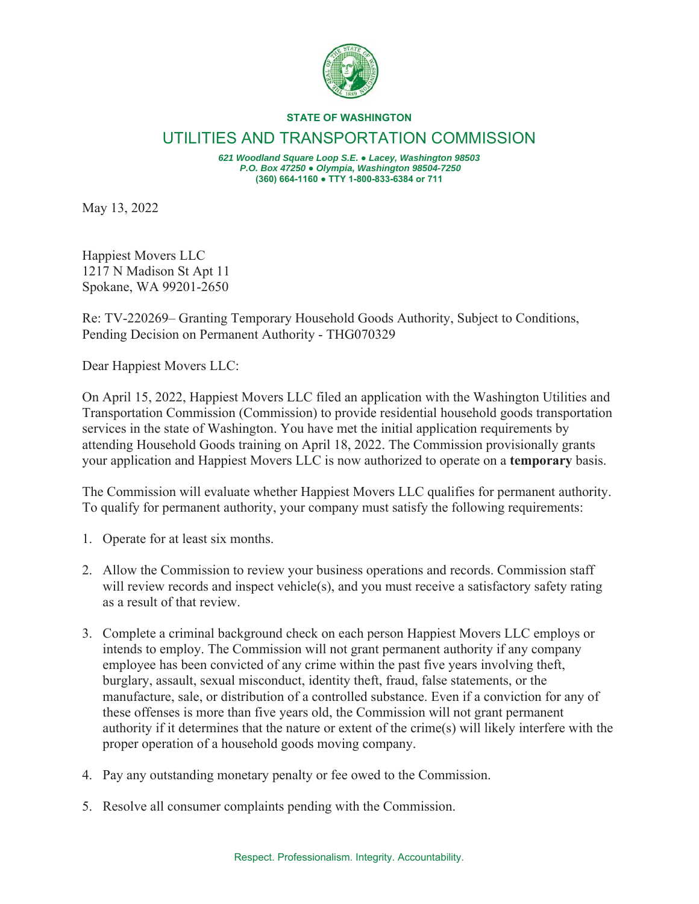**STATE OF WASHINGTON**

# UTILITIES AND TRANSPORTATION COMMISSION

*621 Woodland Square Loop S.E. ● Lacey, Washington 98503*
*P.O. Box 47250 ● Olympia, Washington 98504-7250*
**(360) 664-1160 ● TTY 1-800-833-6384 or 711**

May 13, 2022

Happiest Movers LLC
1217 N Madison St Apt 11
Spokane, WA 99201-2650

Re: TV-220269– Granting Temporary Household Goods Authority, Subject to Conditions, Pending Decision on Permanent Authority - THG070329

Dear Happiest Movers LLC:

On April 15, 2022, Happiest Movers LLC filed an application with the Washington Utilities and Transportation Commission (Commission) to provide residential household goods transportation services in the state of Washington. You have met the initial application requirements by attending Household Goods training on April 18, 2022. The Commission provisionally grants your application and Happiest Movers LLC is now authorized to operate on a **temporary** basis.

The Commission will evaluate whether Happiest Movers LLC qualifies for permanent authority. To qualify for permanent authority, your company must satisfy the following requirements:

1. Operate for at least six months.
2. Allow the Commission to review your business operations and records. Commission staff will review records and inspect vehicle(s), and you must receive a satisfactory safety rating as a result of that review.
3. Complete a criminal background check on each person Happiest Movers LLC employs or intends to employ. The Commission will not grant permanent authority if any company employee has been convicted of any crime within the past five years involving theft, burglary, assault, sexual misconduct, identity theft, fraud, false statements, or the manufacture, sale, or distribution of a controlled substance. Even if a conviction for any of these offenses is more than five years old, the Commission will not grant permanent authority if it determines that the nature or extent of the crime(s) will likely interfere with the proper operation of a household goods moving company.
4. Pay any outstanding monetary penalty or fee owed to the Commission.
5. Resolve all consumer complaints pending with the Commission.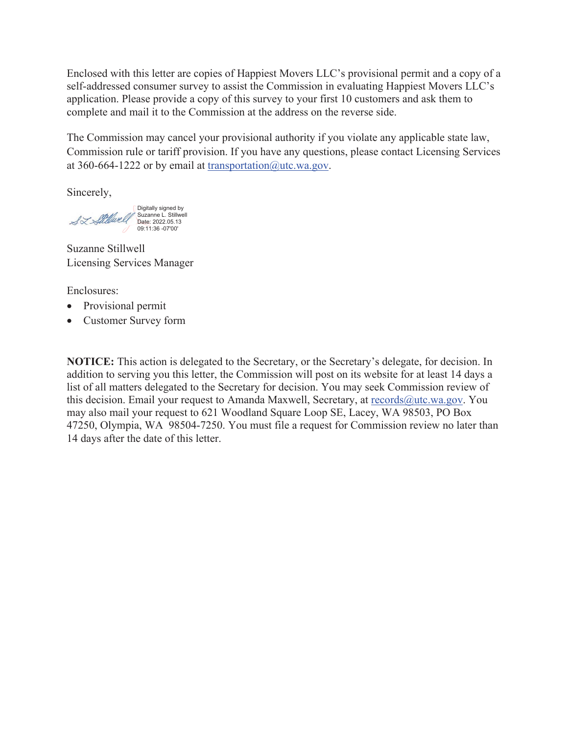Enclosed with this letter are copies of Happiest Movers LLC's provisional permit and a copy of a self-addressed consumer survey to assist the Commission in evaluating Happiest Movers LLC's application. Please provide a copy of this survey to your first 10 customers and ask them to complete and mail it to the Commission at the address on the reverse side.

The Commission may cancel your provisional authority if you violate any applicable state law, Commission rule or tariff provision. If you have any questions, please contact Licensing Services at 360-664-1222 or by email at transportation@utc.wa.gov.

Sincerely,

Digitally signed by Suzanne L. Stillwell
Date: 2022.05.13 09:11:36 -07'00'

Suzanne Stillwell
Licensing Services Manager

Enclosures:

- Provisional permit
- Customer Survey form

**NOTICE:** This action is delegated to the Secretary, or the Secretary's delegate, for decision. In addition to serving you this letter, the Commission will post on its website for at least 14 days a list of all matters delegated to the Secretary for decision. You may seek Commission review of this decision. Email your request to Amanda Maxwell, Secretary, at records@utc.wa.gov. You may also mail your request to 621 Woodland Square Loop SE, Lacey, WA 98503, PO Box 47250, Olympia, WA 98504-7250. You must file a request for Commission review no later than 14 days after the date of this letter.